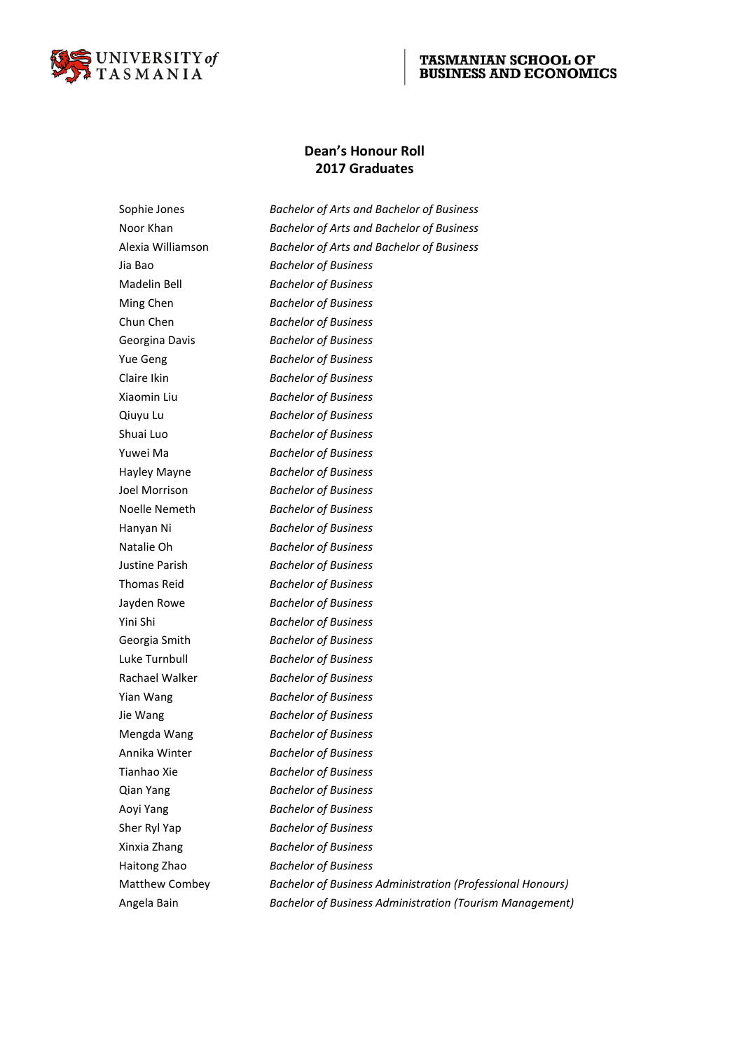UNIVERSITY *of* TASMANIA

**TASMANIAN SCHOOL OF BUSINESS AND ECONOMICS**

## Dean's Honour Roll
## 2017 Graduates

| | |
|---|---|
| Sophie Jones | *Bachelor of Arts and Bachelor of Business* |
| Noor Khan | *Bachelor of Arts and Bachelor of Business* |
| Alexia Williamson | *Bachelor of Arts and Bachelor of Business* |
| Jia Bao | *Bachelor of Business* |
| Madelin Bell | *Bachelor of Business* |
| Ming Chen | *Bachelor of Business* |
| Chun Chen | *Bachelor of Business* |
| Georgina Davis | *Bachelor of Business* |
| Yue Geng | *Bachelor of Business* |
| Claire Ikin | *Bachelor of Business* |
| Xiaomin Liu | *Bachelor of Business* |
| Qiuyu Lu | *Bachelor of Business* |
| Shuai Luo | *Bachelor of Business* |
| Yuwei Ma | *Bachelor of Business* |
| Hayley Mayne | *Bachelor of Business* |
| Joel Morrison | *Bachelor of Business* |
| Noelle Nemeth | *Bachelor of Business* |
| Hanyan Ni | *Bachelor of Business* |
| Natalie Oh | *Bachelor of Business* |
| Justine Parish | *Bachelor of Business* |
| Thomas Reid | *Bachelor of Business* |
| Jayden Rowe | *Bachelor of Business* |
| Yini Shi | *Bachelor of Business* |
| Georgia Smith | *Bachelor of Business* |
| Luke Turnbull | *Bachelor of Business* |
| Rachael Walker | *Bachelor of Business* |
| Yian Wang | *Bachelor of Business* |
| Jie Wang | *Bachelor of Business* |
| Mengda Wang | *Bachelor of Business* |
| Annika Winter | *Bachelor of Business* |
| Tianhao Xie | *Bachelor of Business* |
| Qian Yang | *Bachelor of Business* |
| Aoyi Yang | *Bachelor of Business* |
| Sher Ryl Yap | *Bachelor of Business* |
| Xinxia Zhang | *Bachelor of Business* |
| Haitong Zhao | *Bachelor of Business* |
| Matthew Combey | *Bachelor of Business Administration (Professional Honours)* |
| Angela Bain | *Bachelor of Business Administration (Tourism Management)* |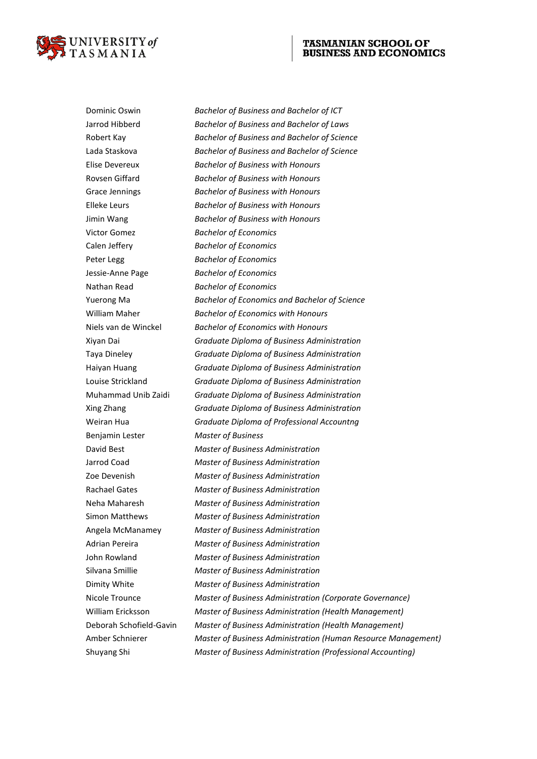| | |
|---|---|
| Dominic Oswin | *Bachelor of Business and Bachelor of ICT* |
| Jarrod Hibberd | *Bachelor of Business and Bachelor of Laws* |
| Robert Kay | *Bachelor of Business and Bachelor of Science* |
| Lada Staskova | *Bachelor of Business and Bachelor of Science* |
| Elise Devereux | *Bachelor of Business with Honours* |
| Rovsen Giffard | *Bachelor of Business with Honours* |
| Grace Jennings | *Bachelor of Business with Honours* |
| Elleke Leurs | *Bachelor of Business with Honours* |
| Jimin Wang | *Bachelor of Business with Honours* |
| Victor Gomez | *Bachelor of Economics* |
| Calen Jeffery | *Bachelor of Economics* |
| Peter Legg | *Bachelor of Economics* |
| Jessie-Anne Page | *Bachelor of Economics* |
| Nathan Read | *Bachelor of Economics* |
| Yuerong Ma | *Bachelor of Economics and Bachelor of Science* |
| William Maher | *Bachelor of Economics with Honours* |
| Niels van de Winckel | *Bachelor of Economics with Honours* |
| Xiyan Dai | *Graduate Diploma of Business Administration* |
| Taya Dineley | *Graduate Diploma of Business Administration* |
| Haiyan Huang | *Graduate Diploma of Business Administration* |
| Louise Strickland | *Graduate Diploma of Business Administration* |
| Muhammad Unib Zaidi | *Graduate Diploma of Business Administration* |
| Xing Zhang | *Graduate Diploma of Business Administration* |
| Weiran Hua | *Graduate Diploma of Professional Accountng* |
| Benjamin Lester | *Master of Business* |
| David Best | *Master of Business Administration* |
| Jarrod Coad | *Master of Business Administration* |
| Zoe Devenish | *Master of Business Administration* |
| Rachael Gates | *Master of Business Administration* |
| Neha Maharesh | *Master of Business Administration* |
| Simon Matthews | *Master of Business Administration* |
| Angela McManamey | *Master of Business Administration* |
| Adrian Pereira | *Master of Business Administration* |
| John Rowland | *Master of Business Administration* |
| Silvana Smillie | *Master of Business Administration* |
| Dimity White | *Master of Business Administration* |
| Nicole Trounce | *Master of Business Administration (Corporate Governance)* |
| William Ericksson | *Master of Business Administration (Health Management)* |
| Deborah Schofield-Gavin | *Master of Business Administration (Health Management)* |
| Amber Schnierer | *Master of Business Administration (Human Resource Management)* |
| Shuyang Shi | *Master of Business Administration (Professional Accounting)* |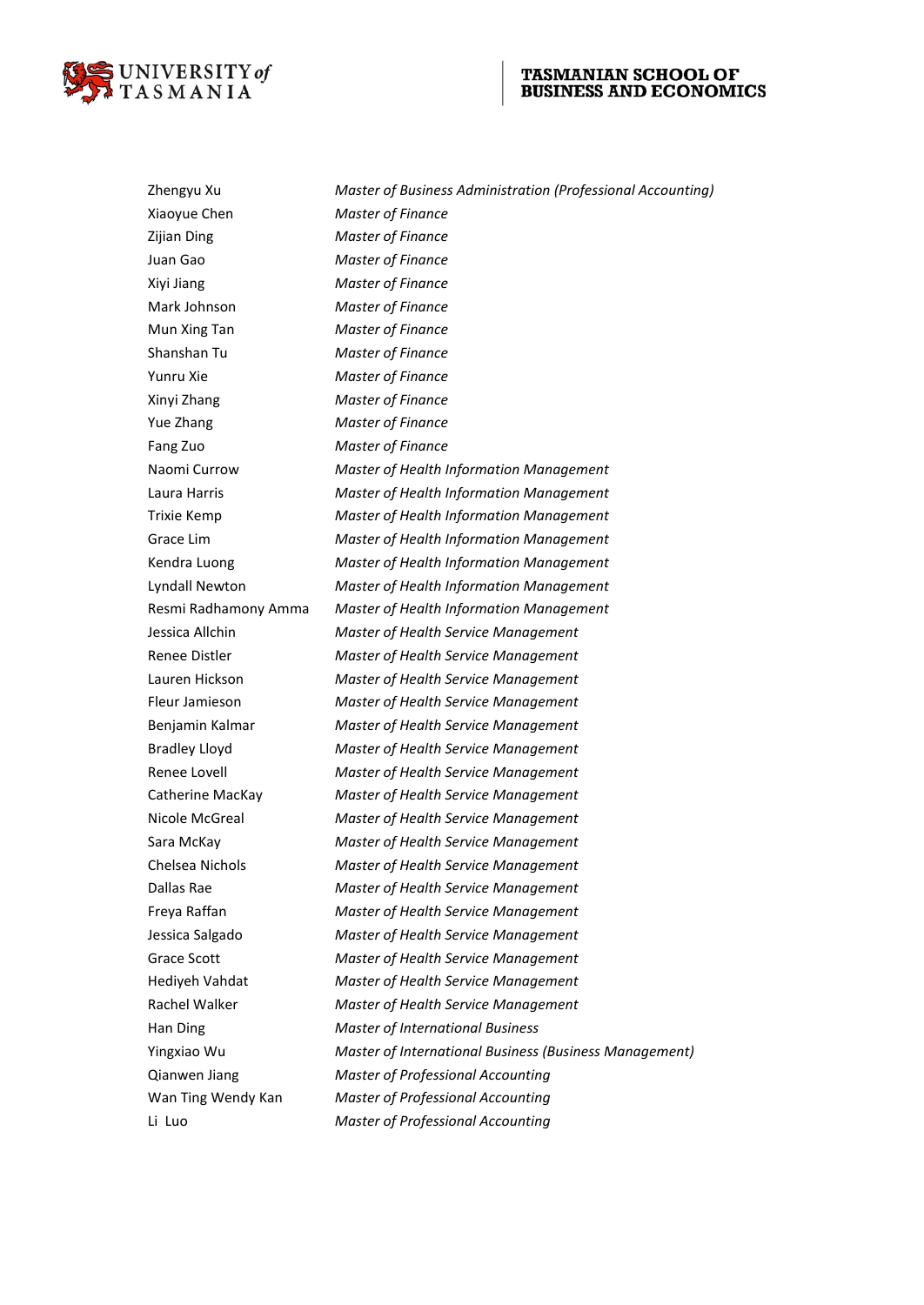| | |
|---|---|
| Zhengyu Xu | *Master of Business Administration (Professional Accounting)* |
| Xiaoyue Chen | *Master of Finance* |
| Zijian Ding | *Master of Finance* |
| Juan Gao | *Master of Finance* |
| Xiyi Jiang | *Master of Finance* |
| Mark Johnson | *Master of Finance* |
| Mun Xing Tan | *Master of Finance* |
| Shanshan Tu | *Master of Finance* |
| Yunru Xie | *Master of Finance* |
| Xinyi Zhang | *Master of Finance* |
| Yue Zhang | *Master of Finance* |
| Fang Zuo | *Master of Finance* |
| Naomi Currow | *Master of Health Information Management* |
| Laura Harris | *Master of Health Information Management* |
| Trixie Kemp | *Master of Health Information Management* |
| Grace Lim | *Master of Health Information Management* |
| Kendra Luong | *Master of Health Information Management* |
| Lyndall Newton | *Master of Health Information Management* |
| Resmi Radhamony Amma | *Master of Health Information Management* |
| Jessica Allchin | *Master of Health Service Management* |
| Renee Distler | *Master of Health Service Management* |
| Lauren Hickson | *Master of Health Service Management* |
| Fleur Jamieson | *Master of Health Service Management* |
| Benjamin Kalmar | *Master of Health Service Management* |
| Bradley Lloyd | *Master of Health Service Management* |
| Renee Lovell | *Master of Health Service Management* |
| Catherine MacKay | *Master of Health Service Management* |
| Nicole McGreal | *Master of Health Service Management* |
| Sara McKay | *Master of Health Service Management* |
| Chelsea Nichols | *Master of Health Service Management* |
| Dallas Rae | *Master of Health Service Management* |
| Freya Raffan | *Master of Health Service Management* |
| Jessica Salgado | *Master of Health Service Management* |
| Grace Scott | *Master of Health Service Management* |
| Hediyeh Vahdat | *Master of Health Service Management* |
| Rachel Walker | *Master of Health Service Management* |
| Han Ding | *Master of International Business* |
| Yingxiao Wu | *Master of International Business (Business Management)* |
| Qianwen Jiang | *Master of Professional Accounting* |
| Wan Ting Wendy Kan | *Master of Professional Accounting* |
| Li Luo | *Master of Professional Accounting* |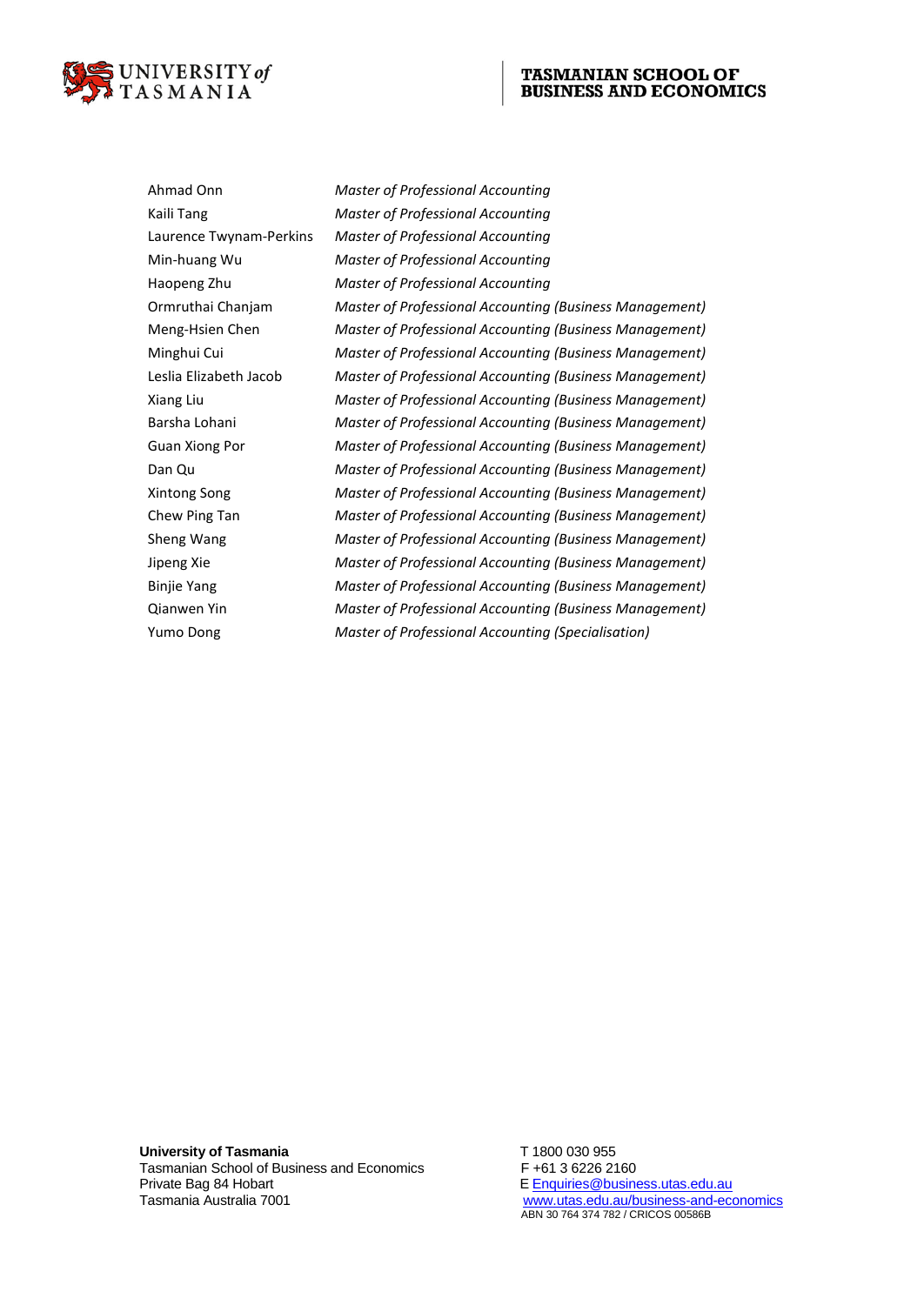| | |
|---|---|
| Ahmad Onn | *Master of Professional Accounting* |
| Kaili Tang | *Master of Professional Accounting* |
| Laurence Twynam-Perkins | *Master of Professional Accounting* |
| Min-huang Wu | *Master of Professional Accounting* |
| Haopeng Zhu | *Master of Professional Accounting* |
| Ormruthai Chanjam | *Master of Professional Accounting (Business Management)* |
| Meng-Hsien Chen | *Master of Professional Accounting (Business Management)* |
| Minghui Cui | *Master of Professional Accounting (Business Management)* |
| Leslia Elizabeth Jacob | *Master of Professional Accounting (Business Management)* |
| Xiang Liu | *Master of Professional Accounting (Business Management)* |
| Barsha Lohani | *Master of Professional Accounting (Business Management)* |
| Guan Xiong Por | *Master of Professional Accounting (Business Management)* |
| Dan Qu | *Master of Professional Accounting (Business Management)* |
| Xintong Song | *Master of Professional Accounting (Business Management)* |
| Chew Ping Tan | *Master of Professional Accounting (Business Management)* |
| Sheng Wang | *Master of Professional Accounting (Business Management)* |
| Jipeng Xie | *Master of Professional Accounting (Business Management)* |
| Binjie Yang | *Master of Professional Accounting (Business Management)* |
| Qianwen Yin | *Master of Professional Accounting (Business Management)* |
| Yumo Dong | *Master of Professional Accounting (Specialisation)* |